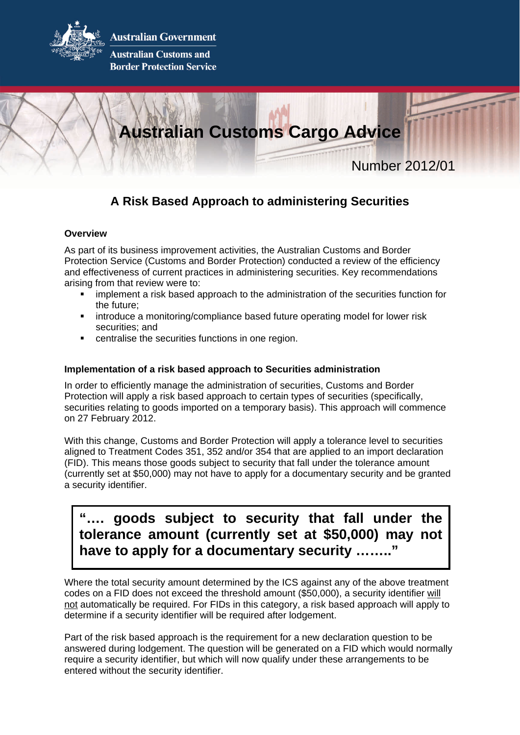Australian Government

Australian Customs and Border Protection Service

# Australian Customs Cargo Advice

Number 2012/01

## A Risk Based Approach to administering Securities

**Overview**

As part of its business improvement activities, the Australian Customs and Border Protection Service (Customs and Border Protection) conducted a review of the efficiency and effectiveness of current practices in administering securities. Key recommendations arising from that review were to:

- implement a risk based approach to the administration of the securities function for the future;
- introduce a monitoring/compliance based future operating model for lower risk securities; and
- centralise the securities functions in one region.

**Implementation of a risk based approach to Securities administration**

In order to efficiently manage the administration of securities, Customs and Border Protection will apply a risk based approach to certain types of securities (specifically, securities relating to goods imported on a temporary basis). This approach will commence on 27 February 2012.

With this change, Customs and Border Protection will apply a tolerance level to securities aligned to Treatment Codes 351, 352 and/or 354 that are applied to an import declaration (FID). This means those goods subject to security that fall under the tolerance amount (currently set at $50,000) may not have to apply for a documentary security and be granted a security identifier.

> **"…. goods subject to security that fall under the tolerance amount (currently set at $50,000) may not have to apply for a documentary security …….."**

Where the total security amount determined by the ICS against any of the above treatment codes on a FID does not exceed the threshold amount ($50,000), a security identifier will not automatically be required. For FIDs in this category, a risk based approach will apply to determine if a security identifier will be required after lodgement.

Part of the risk based approach is the requirement for a new declaration question to be answered during lodgement. The question will be generated on a FID which would normally require a security identifier, but which will now qualify under these arrangements to be entered without the security identifier.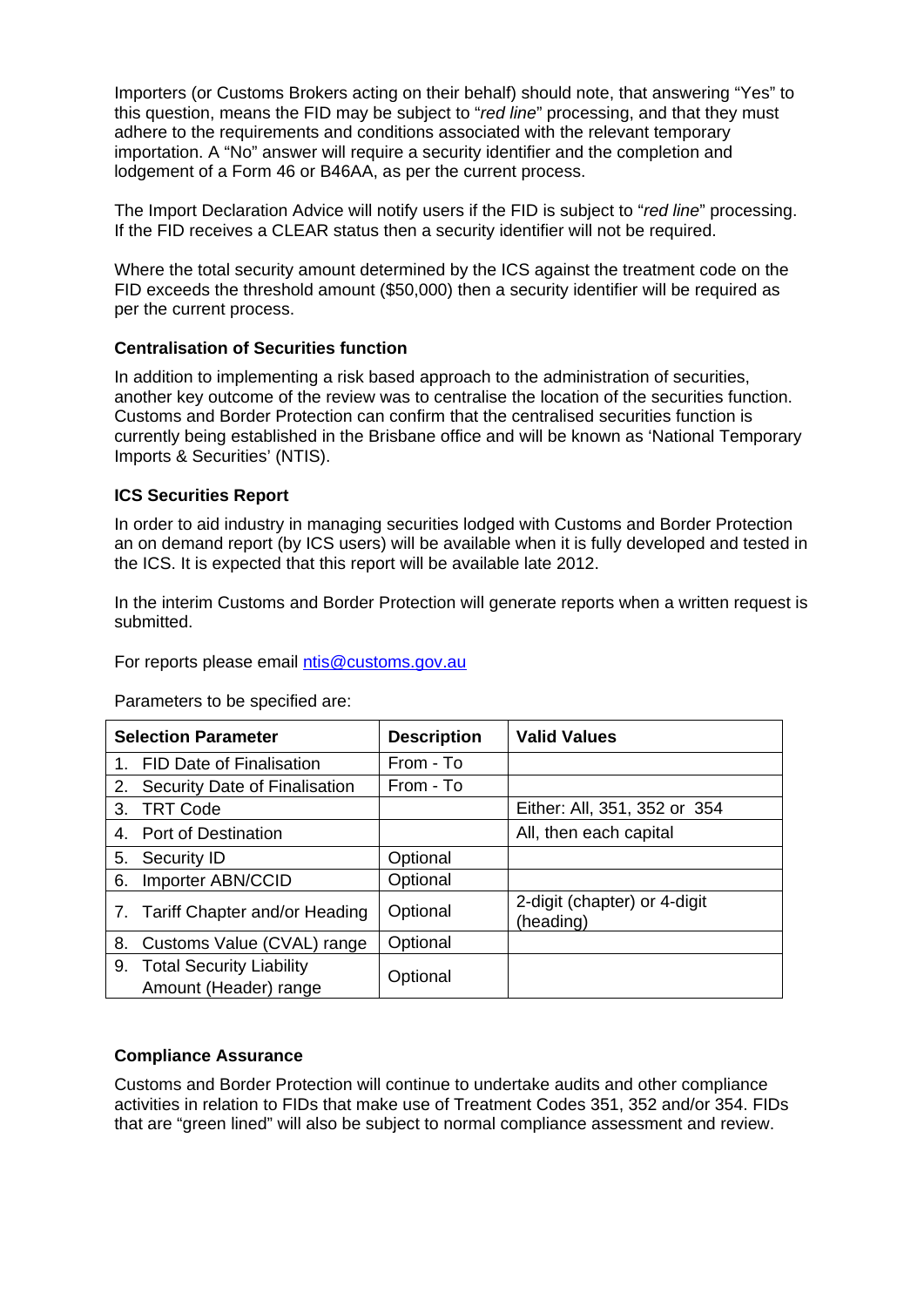Importers (or Customs Brokers acting on their behalf) should note, that answering "Yes" to this question, means the FID may be subject to "*red line*" processing, and that they must adhere to the requirements and conditions associated with the relevant temporary importation. A "No" answer will require a security identifier and the completion and lodgement of a Form 46 or B46AA, as per the current process.

The Import Declaration Advice will notify users if the FID is subject to "*red line*" processing. If the FID receives a CLEAR status then a security identifier will not be required.

Where the total security amount determined by the ICS against the treatment code on the FID exceeds the threshold amount ($50,000) then a security identifier will be required as per the current process.

**Centralisation of Securities function**

In addition to implementing a risk based approach to the administration of securities, another key outcome of the review was to centralise the location of the securities function. Customs and Border Protection can confirm that the centralised securities function is currently being established in the Brisbane office and will be known as 'National Temporary Imports & Securities' (NTIS).

**ICS Securities Report**

In order to aid industry in managing securities lodged with Customs and Border Protection an on demand report (by ICS users) will be available when it is fully developed and tested in the ICS. It is expected that this report will be available late 2012.

In the interim Customs and Border Protection will generate reports when a written request is submitted.

For reports please email ntis@customs.gov.au

Parameters to be specified are:

| Selection Parameter | Description | Valid Values |
|---|---|---|
| 1. FID Date of Finalisation | From - To | |
| 2. Security Date of Finalisation | From - To | |
| 3. TRT Code | | Either: All, 351, 352 or 354 |
| 4. Port of Destination | | All, then each capital |
| 5. Security ID | Optional | |
| 6. Importer ABN/CCID | Optional | |
| 7. Tariff Chapter and/or Heading | Optional | 2-digit (chapter) or 4-digit (heading) |
| 8. Customs Value (CVAL) range | Optional | |
| 9. Total Security Liability Amount (Header) range | Optional | |

**Compliance Assurance**

Customs and Border Protection will continue to undertake audits and other compliance activities in relation to FIDs that make use of Treatment Codes 351, 352 and/or 354. FIDs that are "green lined" will also be subject to normal compliance assessment and review.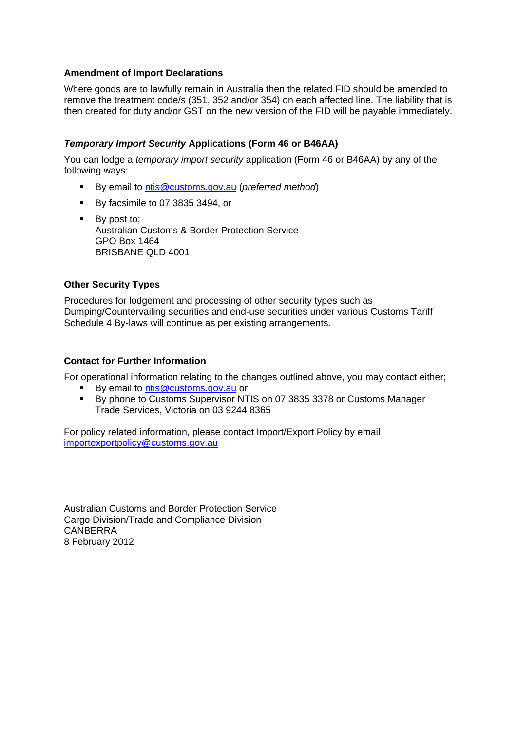### Amendment of Import Declarations

Where goods are to lawfully remain in Australia then the related FID should be amended to remove the treatment code/s (351, 352 and/or 354) on each affected line. The liability that is then created for duty and/or GST on the new version of the FID will be payable immediately.

### *Temporary Import Security* Applications (Form 46 or B46AA)

You can lodge a *temporary import security* application (Form 46 or B46AA) by any of the following ways:

- By email to ntis@customs.gov.au (*preferred method*)
- By facsimile to 07 3835 3494, or
- By post to;
  Australian Customs & Border Protection Service
  GPO Box 1464
  BRISBANE QLD 4001

### Other Security Types

Procedures for lodgement and processing of other security types such as Dumping/Countervailing securities and end-use securities under various Customs Tariff Schedule 4 By-laws will continue as per existing arrangements.

### Contact for Further Information

For operational information relating to the changes outlined above, you may contact either;

- By email to ntis@customs.gov.au or
- By phone to Customs Supervisor NTIS on 07 3835 3378 or Customs Manager Trade Services, Victoria on 03 9244 8365

For policy related information, please contact Import/Export Policy by email importexportpolicy@customs.gov.au

Australian Customs and Border Protection Service
Cargo Division/Trade and Compliance Division
CANBERRA
8 February 2012